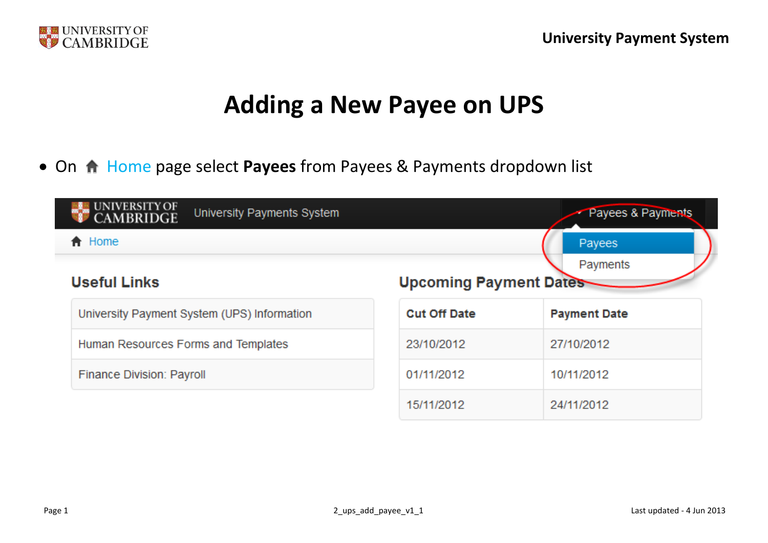# Adding a New Payee on UPS

- On Home page select **Payees** from Payees & Payments dropdown list

UNIVERSITY OF CAMBRIDGE University Payments System

Payees & Payments

Home

Payees

Payments

## Useful Links

| |
|---|
| University Payment System (UPS) Information |
| Human Resources Forms and Templates |
| Finance Division: Payroll |

## Upcoming Payment Dates

| Cut Off Date | Payment Date |
|---|---|
| 23/10/2012 | 27/10/2012 |
| 01/11/2012 | 10/11/2012 |
| 15/11/2012 | 24/11/2012 |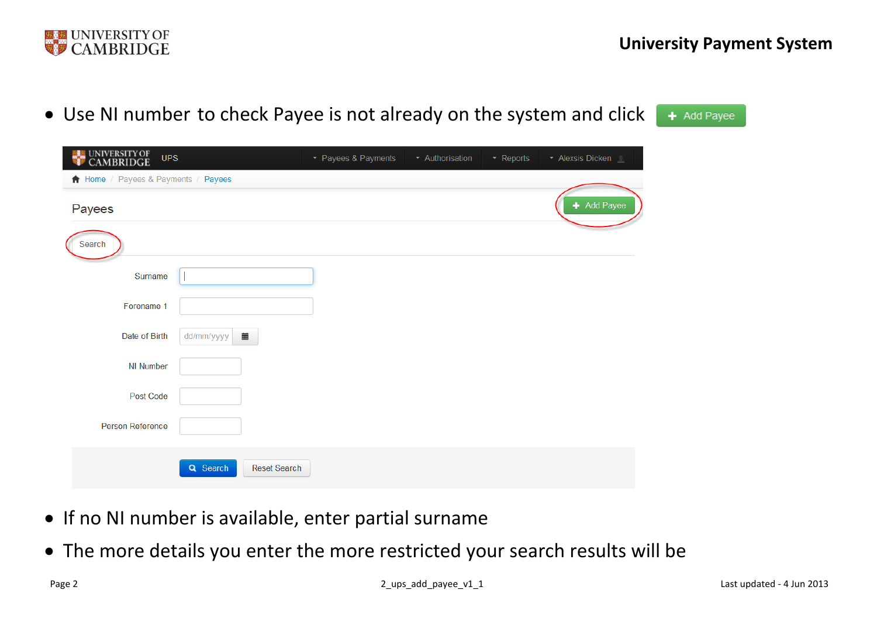- Use NI number to check Payee is not already on the system and click **+ Add Payee**

UPS | Payees & Payments | Authorisation | Reports | Alexsis Dicken

Home / Payees & Payments / Payees

## Payees

**+ Add Payee**

Search

Surname

Forename 1

Date of Birth dd/mm/yyyy

NI Number

Post Code

Person Reference

Search | Reset Search

- If no NI number is available, enter partial surname
- The more details you enter the more restricted your search results will be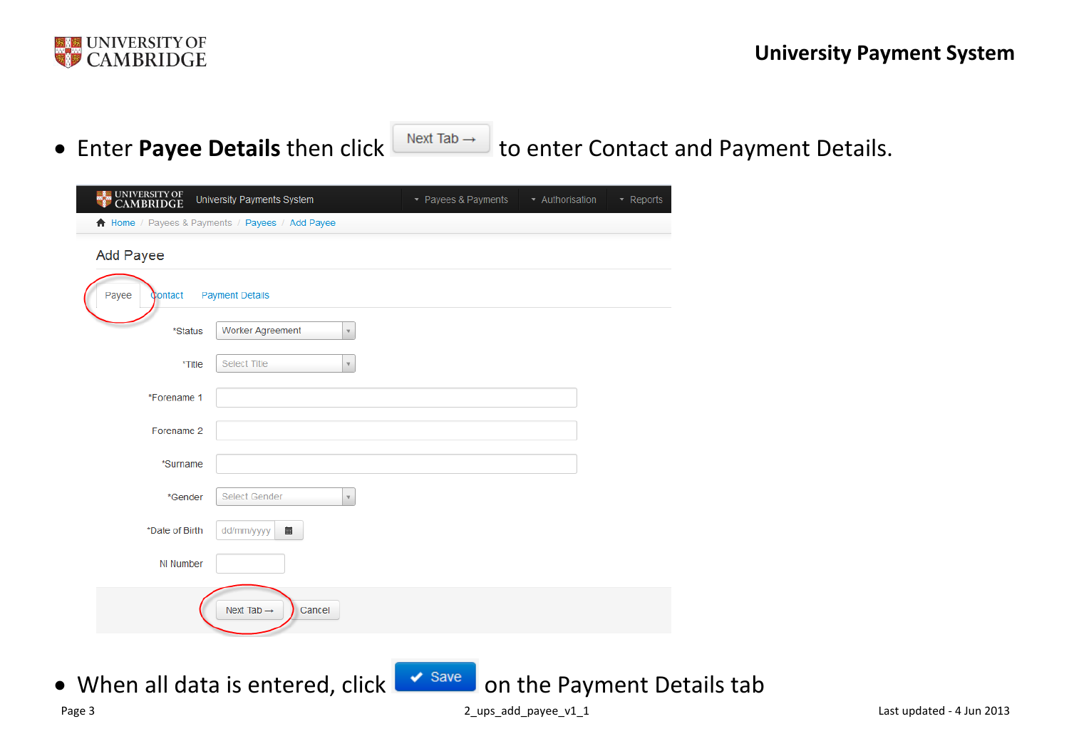- Enter **Payee Details** then click Next Tab → to enter Contact and Payment Details.

UNIVERSITY OF CAMBRIDGE University Payments System | Payees & Payments | Authorisation | Reports

Home / Payees & Payments / Payees / Add Payee

Add Payee

Payee | Contact | Payment Details

*Status: Worker Agreement

*Title: Select Title

*Forename 1

Forename 2

*Surname

*Gender: Select Gender

*Date of Birth: dd/mm/yyyy

NI Number

Next Tab → | Cancel

- When all data is entered, click ✔ Save on the Payment Details tab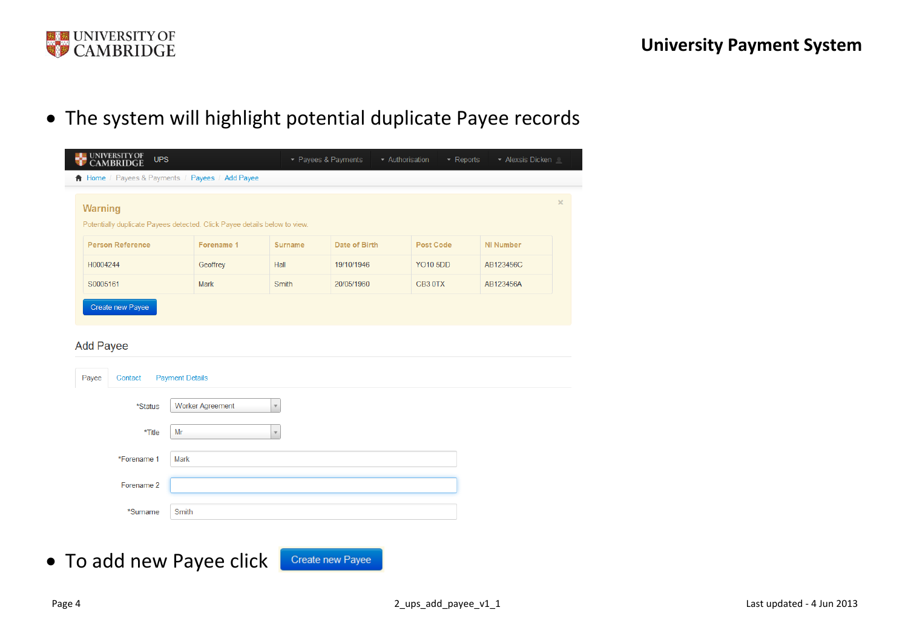- The system will highlight potential duplicate Payee records

UNIVERSITY OF CAMBRIDGE UPS | Payees & Payments | Authorisation | Reports | Alexsis Dicken

Home / Payees & Payments / Payees / Add Payee

**Warning**

Potentially duplicate Payees detected. Click Payee details below to view.

| Person Reference | Forename 1 | Surname | Date of Birth | Post Code | NI Number |
|---|---|---|---|---|---|
| H0004244 | Geoffrey | Hall | 19/10/1946 | YO10 5DD | AB123456C |
| S0005161 | Mark | Smith | 20/05/1960 | CB3 0TX | AB123456A |

Create new Payee

## Add Payee

Payee | Contact | Payment Details

*Status: Worker Agreement

*Title: Mr

*Forename 1: Mark

Forename 2:

*Surname: Smith

- To add new Payee click Create new Payee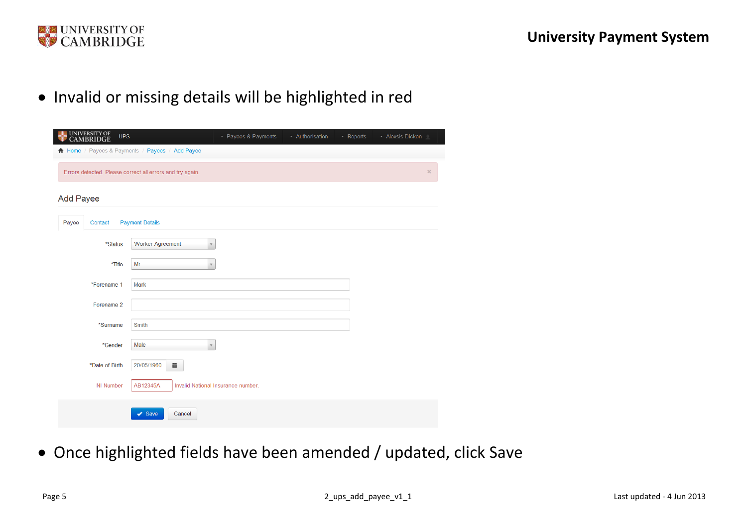- Invalid or missing details will be highlighted in red

UNIVERSITY OF CAMBRIDGE UPS Payees & Payments Authorisation Reports Alexsis Dicken

Home / Payees & Payments / Payees / Add Payee

Errors detected. Please correct all errors and try again.

Add Payee

Payee | Contact | Payment Details

*Status: Worker Agreement

*Title: Mr

*Forename 1: Mark

Forename 2:

*Surname: Smith

*Gender: Male

*Date of Birth: 20/05/1960

NI Number: AB12345A Invalid National Insurance number.

Save | Cancel

- Once highlighted fields have been amended / updated, click Save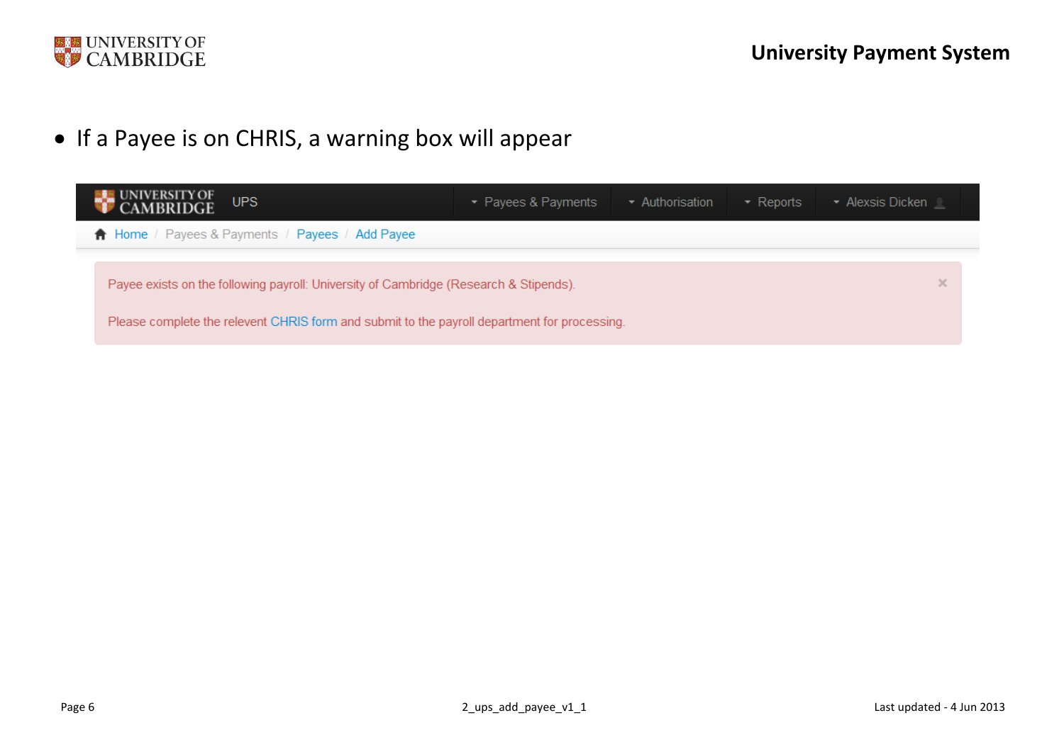- If a Payee is on CHRIS, a warning box will appear

UPS | Payees & Payments | Authorisation | Reports | Alexsis Dicken

Home / Payees & Payments / Payees / Add Payee

Payee exists on the following payroll: University of Cambridge (Research & Stipends).

Please complete the relevent CHRIS form and submit to the payroll department for processing.